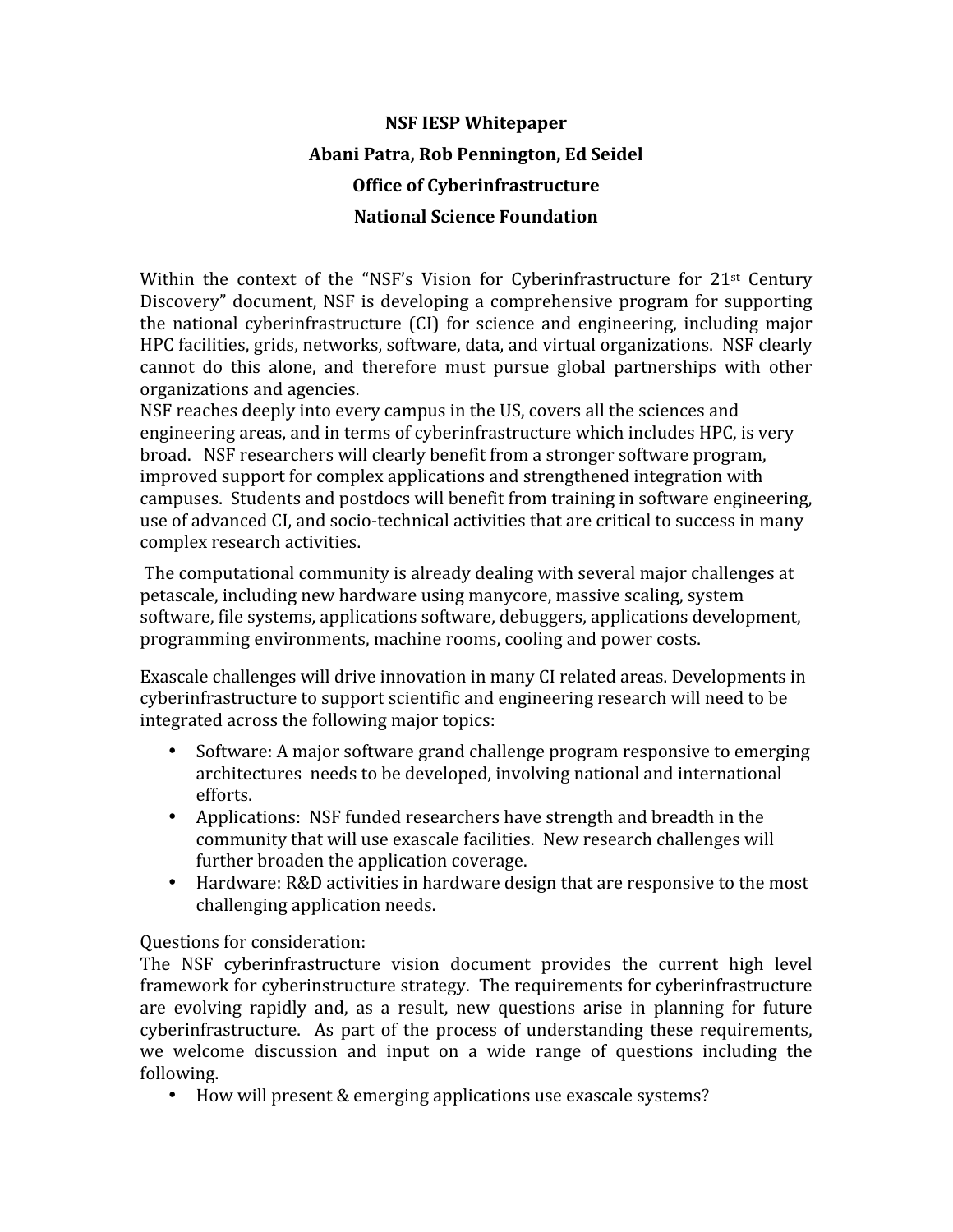**NSF IESP Whitepaper**

**Abani Patra, Rob Pennington, Ed Seidel**

**Office of Cyberinfrastructure**

**National Science Foundation**

Within the context of the "NSF's Vision for Cyberinfrastructure for 21st Century Discovery" document, NSF is developing a comprehensive program for supporting the national cyberinfrastructure (CI) for science and engineering, including major HPC facilities, grids, networks, software, data, and virtual organizations. NSF clearly cannot do this alone, and therefore must pursue global partnerships with other organizations and agencies.

NSF reaches deeply into every campus in the US, covers all the sciences and engineering areas, and in terms of cyberinfrastructure which includes HPC, is very broad. NSF researchers will clearly benefit from a stronger software program, improved support for complex applications and strengthened integration with campuses. Students and postdocs will benefit from training in software engineering, use of advanced CI, and socio-technical activities that are critical to success in many complex research activities.

The computational community is already dealing with several major challenges at petascale, including new hardware using manycore, massive scaling, system software, file systems, applications software, debuggers, applications development, programming environments, machine rooms, cooling and power costs.

Exascale challenges will drive innovation in many CI related areas. Developments in cyberinfrastructure to support scientific and engineering research will need to be integrated across the following major topics:

- Software: A major software grand challenge program responsive to emerging architectures needs to be developed, involving national and international efforts.
- Applications: NSF funded researchers have strength and breadth in the community that will use exascale facilities. New research challenges will further broaden the application coverage.
- Hardware: R&D activities in hardware design that are responsive to the most challenging application needs.

Questions for consideration:

The NSF cyberinfrastructure vision document provides the current high level framework for cyberinstructure strategy. The requirements for cyberinfrastructure are evolving rapidly and, as a result, new questions arise in planning for future cyberinfrastructure. As part of the process of understanding these requirements, we welcome discussion and input on a wide range of questions including the following.

- How will present & emerging applications use exascale systems?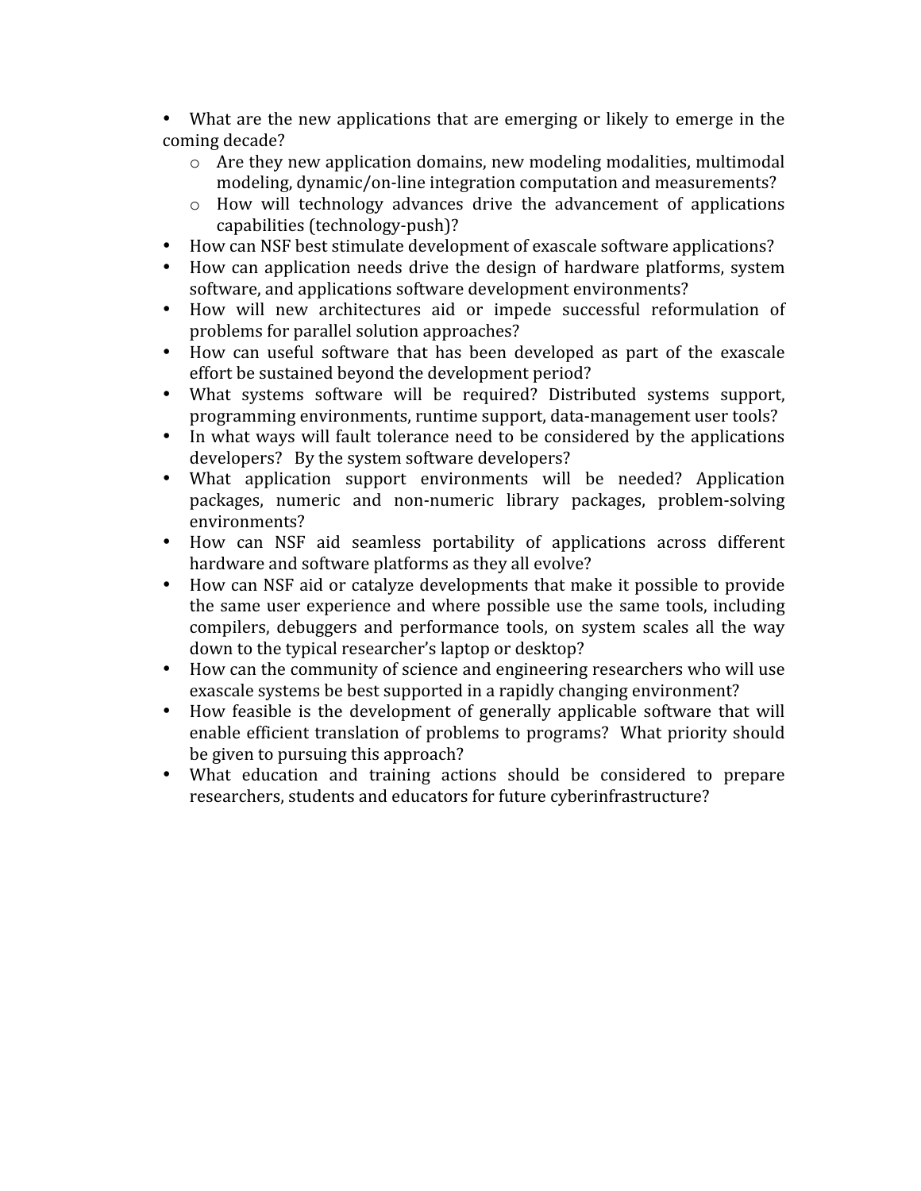- What are the new applications that are emerging or likely to emerge in the coming decade?
    - Are they new application domains, new modeling modalities, multimodal modeling, dynamic/on-line integration computation and measurements?
    - How will technology advances drive the advancement of applications capabilities (technology-push)?
- How can NSF best stimulate development of exascale software applications?
- How can application needs drive the design of hardware platforms, system software, and applications software development environments?
- How will new architectures aid or impede successful reformulation of problems for parallel solution approaches?
- How can useful software that has been developed as part of the exascale effort be sustained beyond the development period?
- What systems software will be required? Distributed systems support, programming environments, runtime support, data-management user tools?
- In what ways will fault tolerance need to be considered by the applications developers? By the system software developers?
- What application support environments will be needed? Application packages, numeric and non-numeric library packages, problem-solving environments?
- How can NSF aid seamless portability of applications across different hardware and software platforms as they all evolve?
- How can NSF aid or catalyze developments that make it possible to provide the same user experience and where possible use the same tools, including compilers, debuggers and performance tools, on system scales all the way down to the typical researcher's laptop or desktop?
- How can the community of science and engineering researchers who will use exascale systems be best supported in a rapidly changing environment?
- How feasible is the development of generally applicable software that will enable efficient translation of problems to programs? What priority should be given to pursuing this approach?
- What education and training actions should be considered to prepare researchers, students and educators for future cyberinfrastructure?